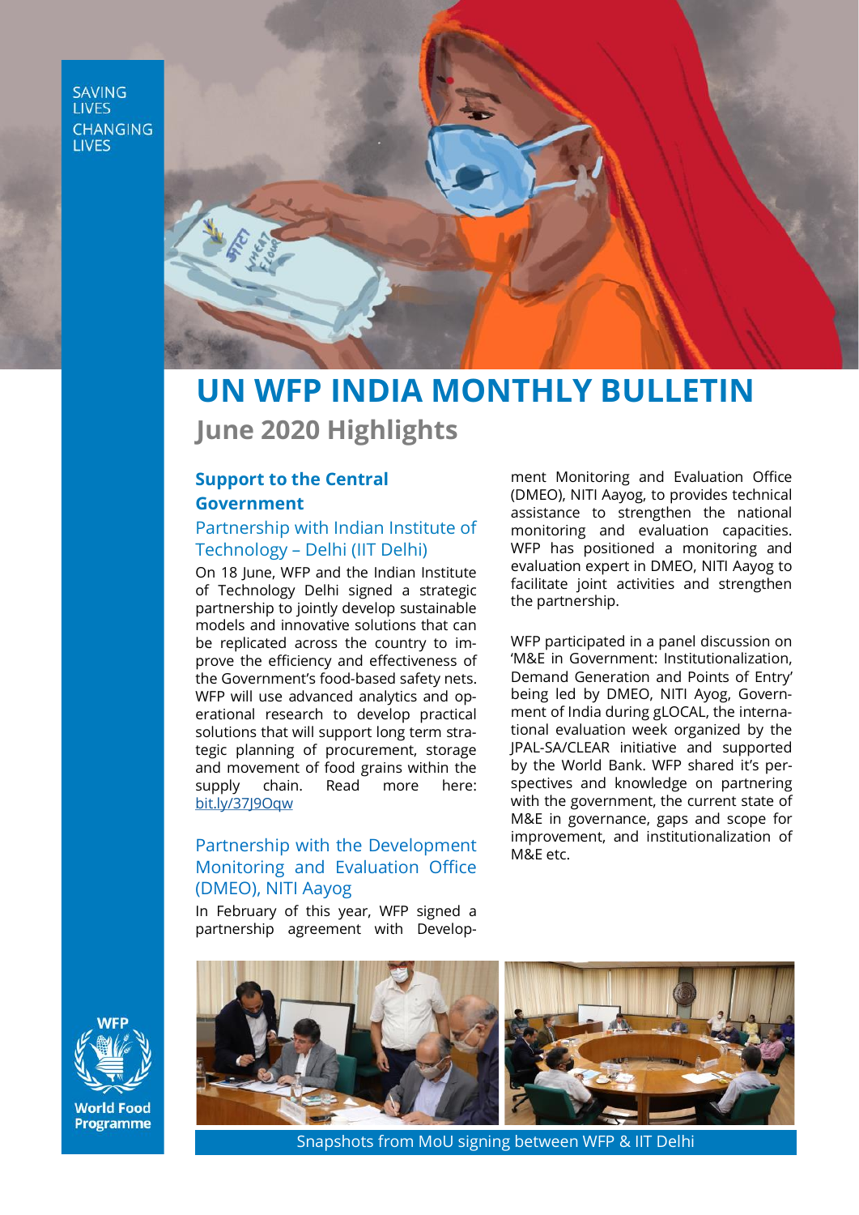SAVING LIVES CHANGING LIVES

# UN WFP INDIA MONTHLY BULLETIN

## June 2020 Highlights

### Support to the Central Government

#### Partnership with Indian Institute of Technology – Delhi (IIT Delhi)

On 18 June, WFP and the Indian Institute of Technology Delhi signed a strategic partnership to jointly develop sustainable models and innovative solutions that can be replicated across the country to improve the efficiency and effectiveness of the Government's food-based safety nets. WFP will use advanced analytics and operational research to develop practical solutions that will support long term strategic planning of procurement, storage and movement of food grains within the supply chain. Read more here: bit.ly/37J9Oqw

#### Partnership with the Development Monitoring and Evaluation Office (DMEO), NITI Aayog

In February of this year, WFP signed a partnership agreement with Development Monitoring and Evaluation Office (DMEO), NITI Aayog, to provides technical assistance to strengthen the national monitoring and evaluation capacities. WFP has positioned a monitoring and evaluation expert in DMEO, NITI Aayog to facilitate joint activities and strengthen the partnership.

WFP participated in a panel discussion on 'M&E in Government: Institutionalization, Demand Generation and Points of Entry' being led by DMEO, NITI Ayog, Government of India during gLOCAL, the international evaluation week organized by the JPAL-SA/CLEAR initiative and supported by the World Bank. WFP shared it's perspectives and knowledge on partnering with the government, the current state of M&E in governance, gaps and scope for improvement, and institutionalization of M&E etc.

Snapshots from MoU signing between WFP & IIT Delhi

WFP World Food Programme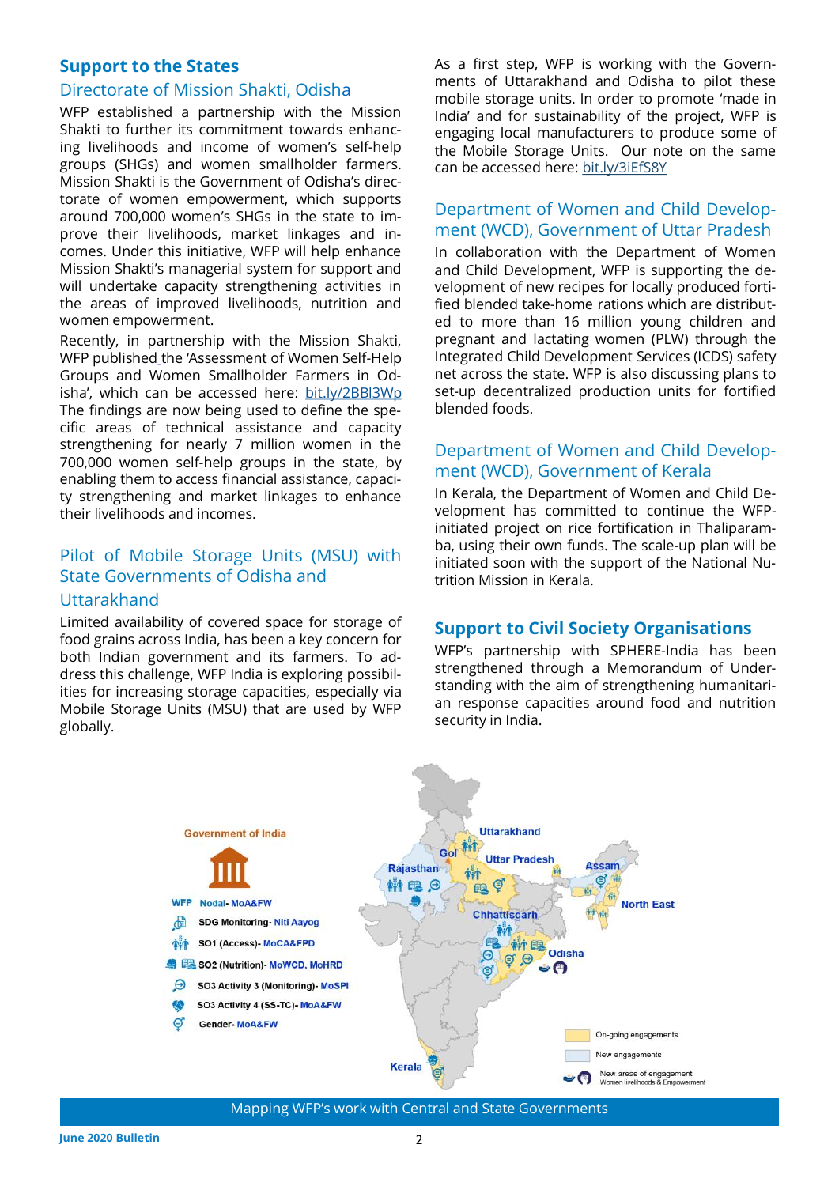## Support to the States

### Directorate of Mission Shakti, Odisha

WFP established a partnership with the Mission Shakti to further its commitment towards enhancing livelihoods and income of women's self-help groups (SHGs) and women smallholder farmers. Mission Shakti is the Government of Odisha's directorate of women empowerment, which supports around 700,000 women's SHGs in the state to improve their livelihoods, market linkages and incomes. Under this initiative, WFP will help enhance Mission Shakti's managerial system for support and will undertake capacity strengthening activities in the areas of improved livelihoods, nutrition and women empowerment.

Recently, in partnership with the Mission Shakti, WFP published the 'Assessment of Women Self-Help Groups and Women Smallholder Farmers in Odisha', which can be accessed here: bit.ly/2BBl3Wp The findings are now being used to define the specific areas of technical assistance and capacity strengthening for nearly 7 million women in the 700,000 women self-help groups in the state, by enabling them to access financial assistance, capacity strengthening and market linkages to enhance their livelihoods and incomes.

### Pilot of Mobile Storage Units (MSU) with State Governments of Odisha and Uttarakhand

Limited availability of covered space for storage of food grains across India, has been a key concern for both Indian government and its farmers. To address this challenge, WFP India is exploring possibilities for increasing storage capacities, especially via Mobile Storage Units (MSU) that are used by WFP globally.

As a first step, WFP is working with the Governments of Uttarakhand and Odisha to pilot these mobile storage units. In order to promote 'made in India' and for sustainability of the project, WFP is engaging local manufacturers to produce some of the Mobile Storage Units. Our note on the same can be accessed here: bit.ly/3iEfS8Y

### Department of Women and Child Development (WCD), Government of Uttar Pradesh

In collaboration with the Department of Women and Child Development, WFP is supporting the development of new recipes for locally produced fortified blended take-home rations which are distributed to more than 16 million young children and pregnant and lactating women (PLW) through the Integrated Child Development Services (ICDS) safety net across the state. WFP is also discussing plans to set-up decentralized production units for fortified blended foods.

### Department of Women and Child Development (WCD), Government of Kerala

In Kerala, the Department of Women and Child Development has committed to continue the WFP-initiated project on rice fortification in Thaliparamba, using their own funds. The scale-up plan will be initiated soon with the support of the National Nutrition Mission in Kerala.

## Support to Civil Society Organisations

WFP's partnership with SPHERE-India has been strengthened through a Memorandum of Understanding with the aim of strengthening humanitarian response capacities around food and nutrition security in India.

Government of India

WFP Nodal- MoA&FW

- SDG Monitoring- Niti Aayog
- SO1 (Access)- MoCA&FPD
- SO2 (Nutrition)- MoWCD, MoHRD
- SO3 Activity 3 (Monitoring)- MoSPI
- SO3 Activity 4 (SS-TC)- MoA&FW
- Gender- MoA&FW

Uttarakhand · GoI · Uttar Pradesh · Rajasthan · Assam · North East · Chhattisgarh · Odisha · Kerala

On-going engagements · New engagements · New areas of engagement Women livelihoods & Empowerment

Mapping WFP's work with Central and State Governments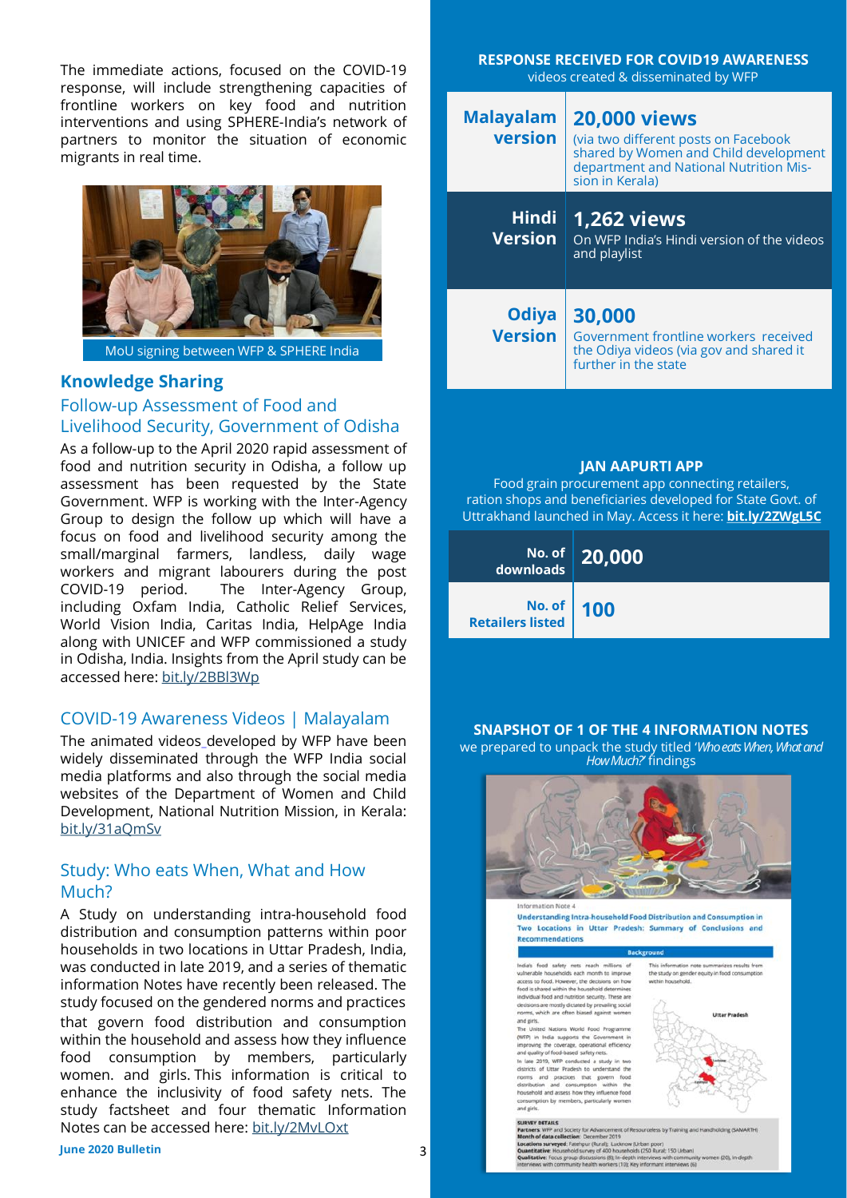The immediate actions, focused on the COVID-19 response, will include strengthening capacities of frontline workers on key food and nutrition interventions and using SPHERE-India's network of partners to monitor the situation of economic migrants in real time.

MoU signing between WFP & SPHERE India

## Knowledge Sharing

### Follow-up Assessment of Food and Livelihood Security, Government of Odisha

As a follow-up to the April 2020 rapid assessment of food and nutrition security in Odisha, a follow up assessment has been requested by the State Government. WFP is working with the Inter-Agency Group to design the follow up which will have a focus on food and livelihood security among the small/marginal farmers, landless, daily wage workers and migrant labourers during the post COVID-19 period. The Inter-Agency Group, including Oxfam India, Catholic Relief Services, World Vision India, Caritas India, HelpAge India along with UNICEF and WFP commissioned a study in Odisha, India. Insights from the April study can be accessed here: bit.ly/2BBl3Wp

### COVID-19 Awareness Videos | Malayalam

The animated videos developed by WFP have been widely disseminated through the WFP India social media platforms and also through the social media websites of the Department of Women and Child Development, National Nutrition Mission, in Kerala: bit.ly/31aQmSv

### Study: Who eats When, What and How Much?

A Study on understanding intra-household food distribution and consumption patterns within poor households in two locations in Uttar Pradesh, India, was conducted in late 2019, and a series of thematic information Notes have recently been released. The study focused on the gendered norms and practices that govern food distribution and consumption within the household and assess how they influence food consumption by members, particularly women. and girls. This information is critical to enhance the inclusivity of food safety nets. The study factsheet and four thematic Information Notes can be accessed here: bit.ly/2MvLOxt

**RESPONSE RECEIVED FOR COVID19 AWARENESS**
videos created & disseminated by WFP

| | |
|---|---|
| **Malayalam version** | **20,000 views** (via two different posts on Facebook shared by Women and Child development department and National Nutrition Mission in Kerala) |
| **Hindi Version** | **1,262 views** On WFP India's Hindi version of the videos and playlist |
| **Odiya Version** | **30,000** Government frontline workers received the Odiya videos (via gov and shared it further in the state |

**JAN AAPURTI APP**
Food grain procurement app connecting retailers, ration shops and beneficiaries developed for State Govt. of Uttrakhand launched in May. Access it here: **bit.ly/2ZWgL5C**

| | |
|---|---|
| **No. of downloads** | **20,000** |
| **No. of Retailers listed** | **100** |

**SNAPSHOT OF 1 OF THE 4 INFORMATION NOTES**
we prepared to unpack the study titled '*Who eats When, What and How Much?*' findings

June 2020 Bulletin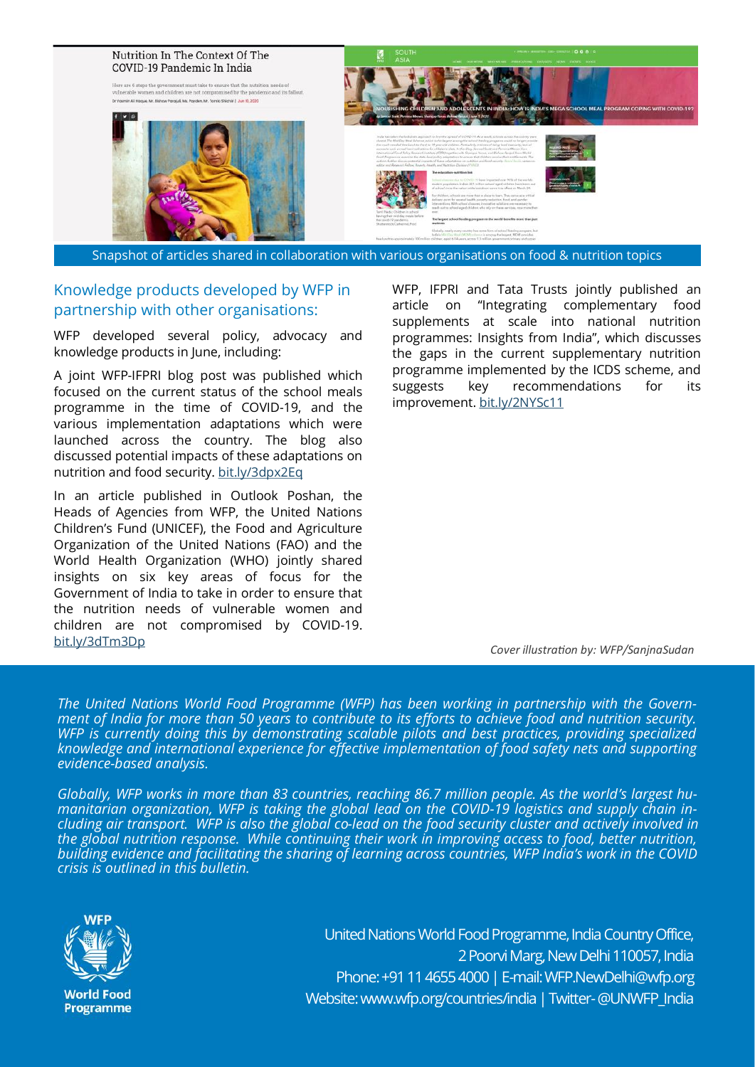Snapshot of articles shared in collaboration with various organisations on food & nutrition topics

## Knowledge products developed by WFP in partnership with other organisations:

WFP developed several policy, advocacy and knowledge products in June, including:

A joint WFP-IFPRI blog post was published which focused on the current status of the school meals programme in the time of COVID-19, and the various implementation adaptations which were launched across the country. The blog also discussed potential impacts of these adaptations on nutrition and food security. bit.ly/3dpx2Eq

In an article published in Outlook Poshan, the Heads of Agencies from WFP, the United Nations Children's Fund (UNICEF), the Food and Agriculture Organization of the United Nations (FAO) and the World Health Organization (WHO) jointly shared insights on six key areas of focus for the Government of India to take in order to ensure that the nutrition needs of vulnerable women and children are not compromised by COVID-19. bit.ly/3dTm3Dp

WFP, IFPRI and Tata Trusts jointly published an article on "Integrating complementary food supplements at scale into national nutrition programmes: Insights from India", which discusses the gaps in the current supplementary nutrition programme implemented by the ICDS scheme, and suggests key recommendations for its improvement. bit.ly/2NYSc11

*Cover illustration by: WFP/SanjnaSudan*

*The United Nations World Food Programme (WFP) has been working in partnership with the Government of India for more than 50 years to contribute to its efforts to achieve food and nutrition security. WFP is currently doing this by demonstrating scalable pilots and best practices, providing specialized knowledge and international experience for effective implementation of food safety nets and supporting evidence-based analysis.*

*Globally, WFP works in more than 83 countries, reaching 86.7 million people. As the world's largest humanitarian organization, WFP is taking the global lead on the COVID-19 logistics and supply chain including air transport. WFP is also the global co-lead on the food security cluster and actively involved in the global nutrition response. While continuing their work in improving access to food, better nutrition, building evidence and facilitating the sharing of learning across countries, WFP India's work in the COVID crisis is outlined in this bulletin.*

WFP World Food Programme

United Nations World Food Programme, India Country Office,
2 Poorvi Marg, New Delhi 110057, India
Phone: +91 11 4655 4000 | E-mail: WFP.NewDelhi@wfp.org
Website: www.wfp.org/countries/india | Twitter- @UNWFP_India